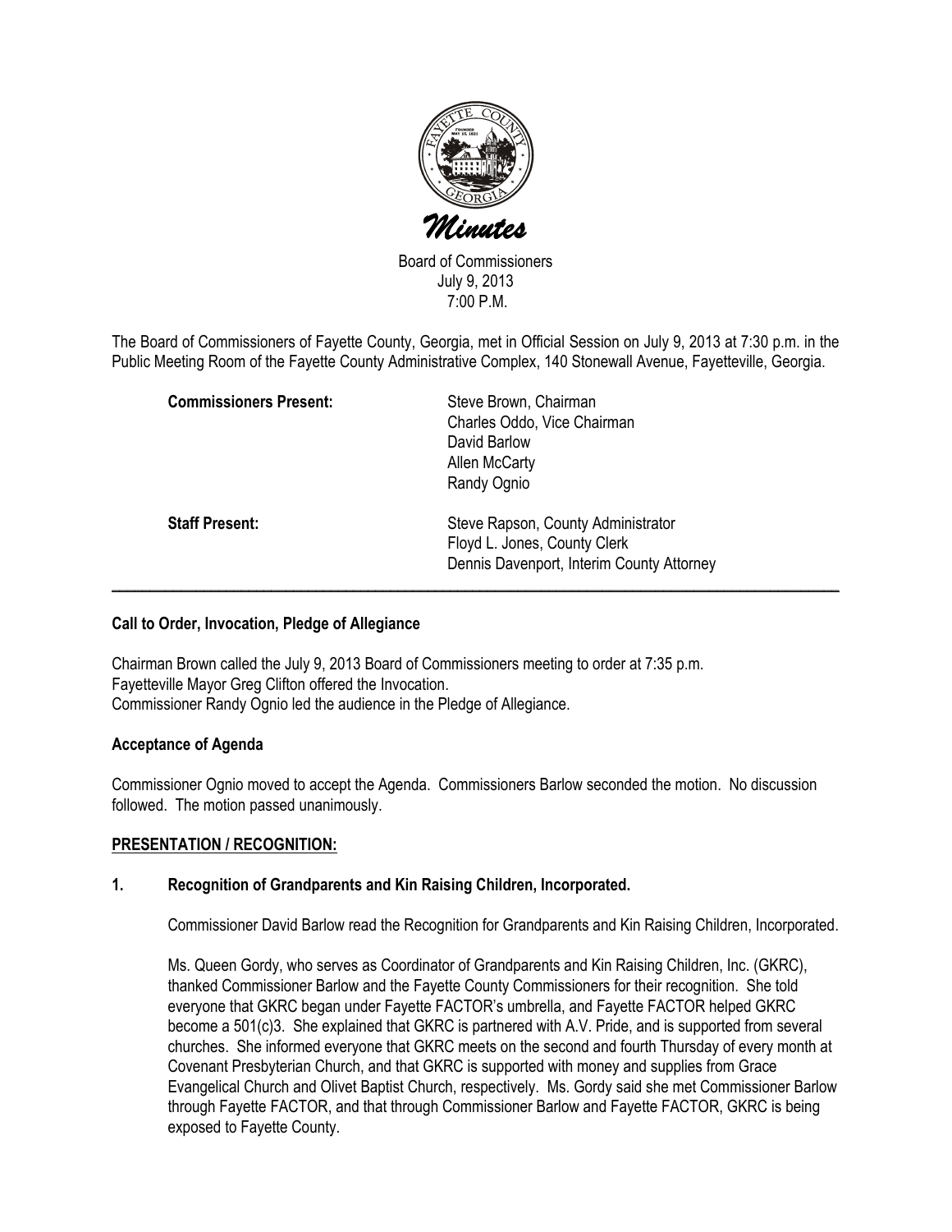# *Minutes*

Board of Commissioners
July 9, 2013
7:00 P.M.

The Board of Commissioners of Fayette County, Georgia, met in Official Session on July 9, 2013 at 7:30 p.m. in the Public Meeting Room of the Fayette County Administrative Complex, 140 Stonewall Avenue, Fayetteville, Georgia.

| | |
|---|---|
| **Commissioners Present:** | Steve Brown, Chairman<br>Charles Oddo, Vice Chairman<br>David Barlow<br>Allen McCarty<br>Randy Ognio |
| **Staff Present:** | Steve Rapson, County Administrator<br>Floyd L. Jones, County Clerk<br>Dennis Davenport, Interim County Attorney |

---

**Call to Order, Invocation, Pledge of Allegiance**

Chairman Brown called the July 9, 2013 Board of Commissioners meeting to order at 7:35 p.m.
Fayetteville Mayor Greg Clifton offered the Invocation.
Commissioner Randy Ognio led the audience in the Pledge of Allegiance.

**Acceptance of Agenda**

Commissioner Ognio moved to accept the Agenda. Commissioners Barlow seconded the motion. No discussion followed. The motion passed unanimously.

**PRESENTATION / RECOGNITION:**

**1. Recognition of Grandparents and Kin Raising Children, Incorporated.**

Commissioner David Barlow read the Recognition for Grandparents and Kin Raising Children, Incorporated.

Ms. Queen Gordy, who serves as Coordinator of Grandparents and Kin Raising Children, Inc. (GKRC), thanked Commissioner Barlow and the Fayette County Commissioners for their recognition. She told everyone that GKRC began under Fayette FACTOR's umbrella, and Fayette FACTOR helped GKRC become a 501(c)3. She explained that GKRC is partnered with A.V. Pride, and is supported from several churches. She informed everyone that GKRC meets on the second and fourth Thursday of every month at Covenant Presbyterian Church, and that GKRC is supported with money and supplies from Grace Evangelical Church and Olivet Baptist Church, respectively. Ms. Gordy said she met Commissioner Barlow through Fayette FACTOR, and that through Commissioner Barlow and Fayette FACTOR, GKRC is being exposed to Fayette County.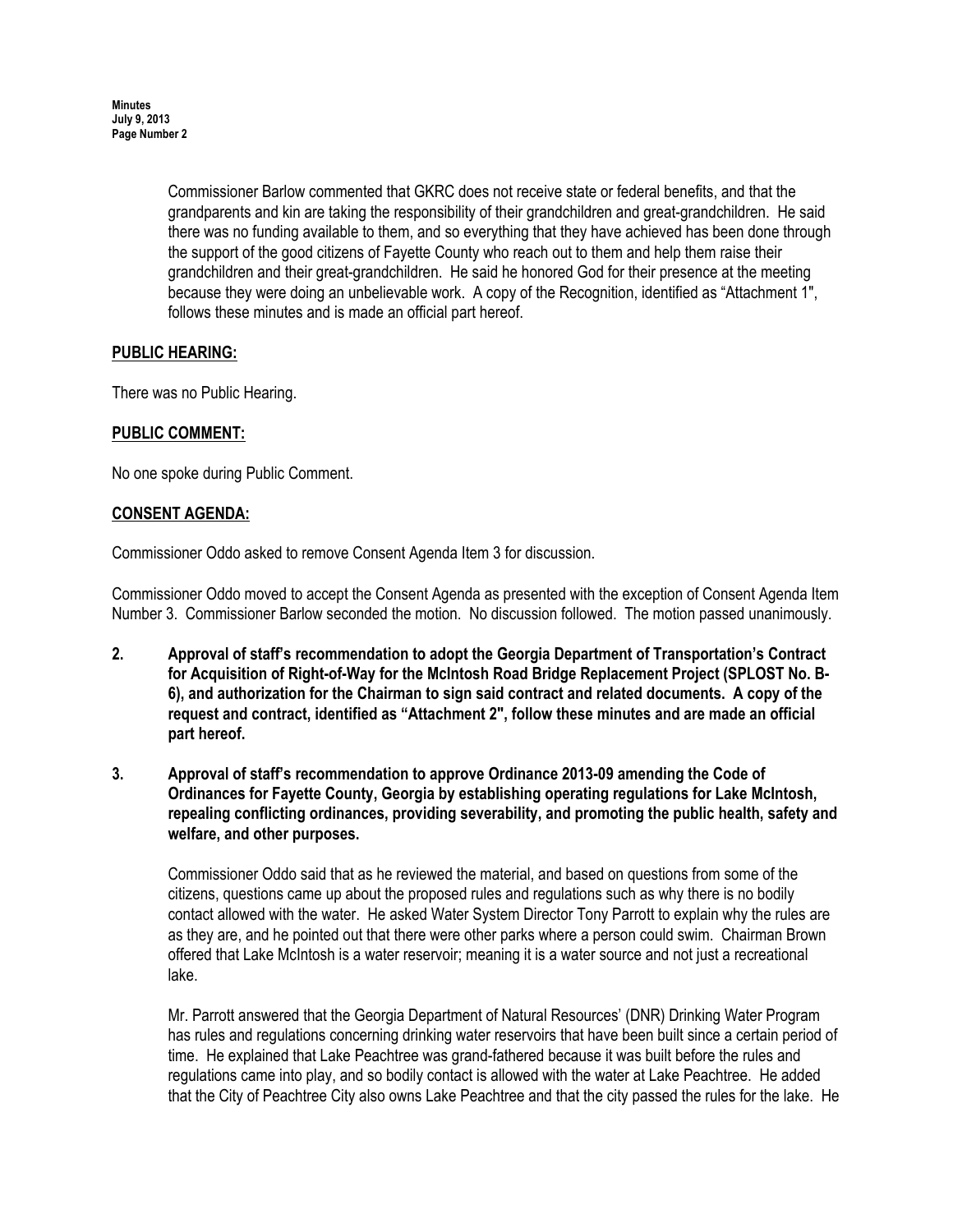Commissioner Barlow commented that GKRC does not receive state or federal benefits, and that the grandparents and kin are taking the responsibility of their grandchildren and great-grandchildren. He said there was no funding available to them, and so everything that they have achieved has been done through the support of the good citizens of Fayette County who reach out to them and help them raise their grandchildren and their great-grandchildren. He said he honored God for their presence at the meeting because they were doing an unbelievable work. A copy of the Recognition, identified as "Attachment 1", follows these minutes and is made an official part hereof.

**PUBLIC HEARING:**

There was no Public Hearing.

**PUBLIC COMMENT:**

No one spoke during Public Comment.

**CONSENT AGENDA:**

Commissioner Oddo asked to remove Consent Agenda Item 3 for discussion.

Commissioner Oddo moved to accept the Consent Agenda as presented with the exception of Consent Agenda Item Number 3. Commissioner Barlow seconded the motion. No discussion followed. The motion passed unanimously.

**2. Approval of staff's recommendation to adopt the Georgia Department of Transportation's Contract for Acquisition of Right-of-Way for the McIntosh Road Bridge Replacement Project (SPLOST No. B-6), and authorization for the Chairman to sign said contract and related documents. A copy of the request and contract, identified as "Attachment 2", follow these minutes and are made an official part hereof.**

**3. Approval of staff's recommendation to approve Ordinance 2013-09 amending the Code of Ordinances for Fayette County, Georgia by establishing operating regulations for Lake McIntosh, repealing conflicting ordinances, providing severability, and promoting the public health, safety and welfare, and other purposes.**

Commissioner Oddo said that as he reviewed the material, and based on questions from some of the citizens, questions came up about the proposed rules and regulations such as why there is no bodily contact allowed with the water. He asked Water System Director Tony Parrott to explain why the rules are as they are, and he pointed out that there were other parks where a person could swim. Chairman Brown offered that Lake McIntosh is a water reservoir; meaning it is a water source and not just a recreational lake.

Mr. Parrott answered that the Georgia Department of Natural Resources' (DNR) Drinking Water Program has rules and regulations concerning drinking water reservoirs that have been built since a certain period of time. He explained that Lake Peachtree was grand-fathered because it was built before the rules and regulations came into play, and so bodily contact is allowed with the water at Lake Peachtree. He added that the City of Peachtree City also owns Lake Peachtree and that the city passed the rules for the lake. He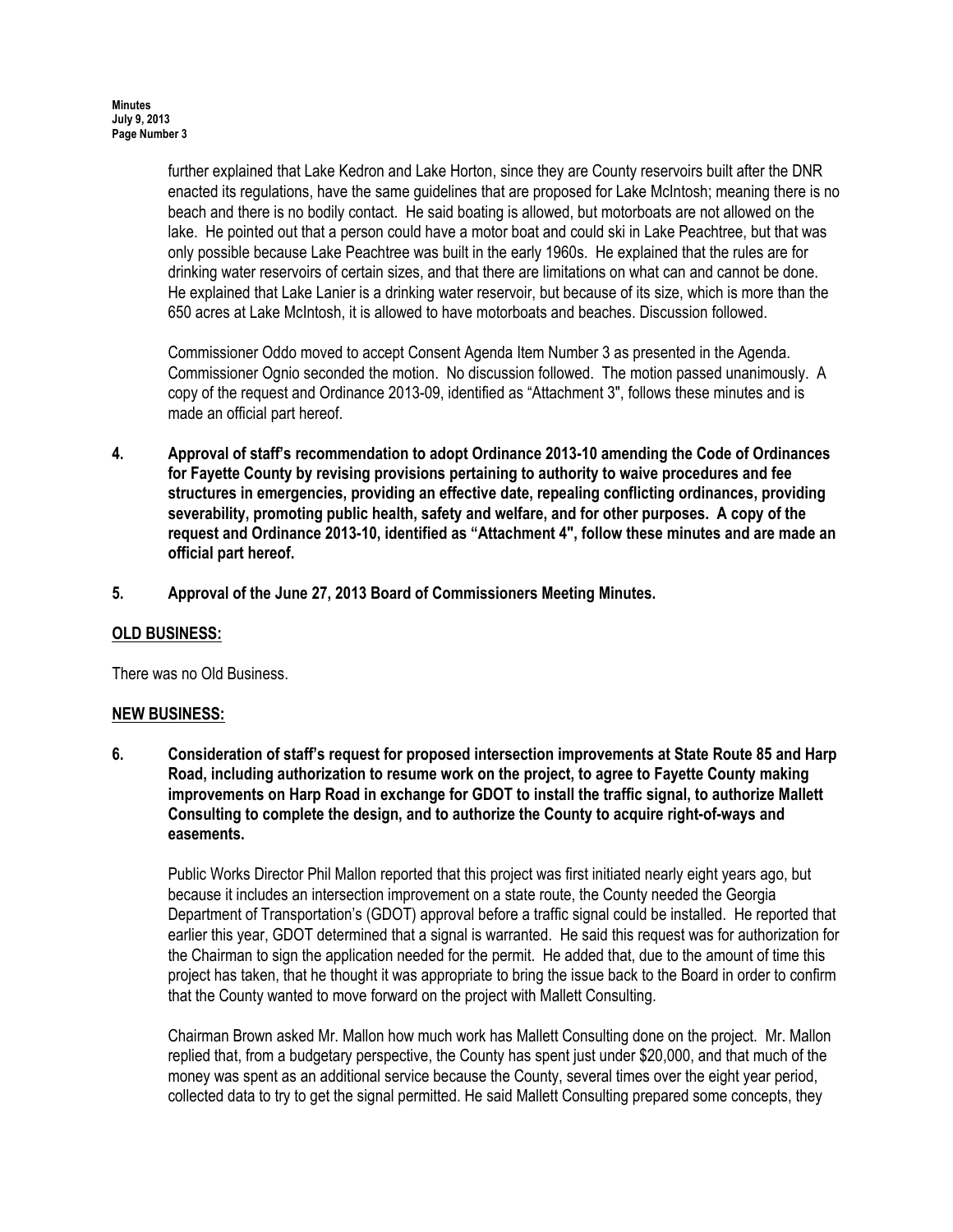further explained that Lake Kedron and Lake Horton, since they are County reservoirs built after the DNR enacted its regulations, have the same guidelines that are proposed for Lake McIntosh; meaning there is no beach and there is no bodily contact. He said boating is allowed, but motorboats are not allowed on the lake. He pointed out that a person could have a motor boat and could ski in Lake Peachtree, but that was only possible because Lake Peachtree was built in the early 1960s. He explained that the rules are for drinking water reservoirs of certain sizes, and that there are limitations on what can and cannot be done. He explained that Lake Lanier is a drinking water reservoir, but because of its size, which is more than the 650 acres at Lake McIntosh, it is allowed to have motorboats and beaches. Discussion followed.

Commissioner Oddo moved to accept Consent Agenda Item Number 3 as presented in the Agenda. Commissioner Ognio seconded the motion. No discussion followed. The motion passed unanimously. A copy of the request and Ordinance 2013-09, identified as "Attachment 3", follows these minutes and is made an official part hereof.

**4. Approval of staff's recommendation to adopt Ordinance 2013-10 amending the Code of Ordinances for Fayette County by revising provisions pertaining to authority to waive procedures and fee structures in emergencies, providing an effective date, repealing conflicting ordinances, providing severability, promoting public health, safety and welfare, and for other purposes. A copy of the request and Ordinance 2013-10, identified as "Attachment 4", follow these minutes and are made an official part hereof.**

**5. Approval of the June 27, 2013 Board of Commissioners Meeting Minutes.**

**OLD BUSINESS:**

There was no Old Business.

**NEW BUSINESS:**

**6. Consideration of staff's request for proposed intersection improvements at State Route 85 and Harp Road, including authorization to resume work on the project, to agree to Fayette County making improvements on Harp Road in exchange for GDOT to install the traffic signal, to authorize Mallett Consulting to complete the design, and to authorize the County to acquire right-of-ways and easements.**

Public Works Director Phil Mallon reported that this project was first initiated nearly eight years ago, but because it includes an intersection improvement on a state route, the County needed the Georgia Department of Transportation's (GDOT) approval before a traffic signal could be installed. He reported that earlier this year, GDOT determined that a signal is warranted. He said this request was for authorization for the Chairman to sign the application needed for the permit. He added that, due to the amount of time this project has taken, that he thought it was appropriate to bring the issue back to the Board in order to confirm that the County wanted to move forward on the project with Mallett Consulting.

Chairman Brown asked Mr. Mallon how much work has Mallett Consulting done on the project. Mr. Mallon replied that, from a budgetary perspective, the County has spent just under $20,000, and that much of the money was spent as an additional service because the County, several times over the eight year period, collected data to try to get the signal permitted. He said Mallett Consulting prepared some concepts, they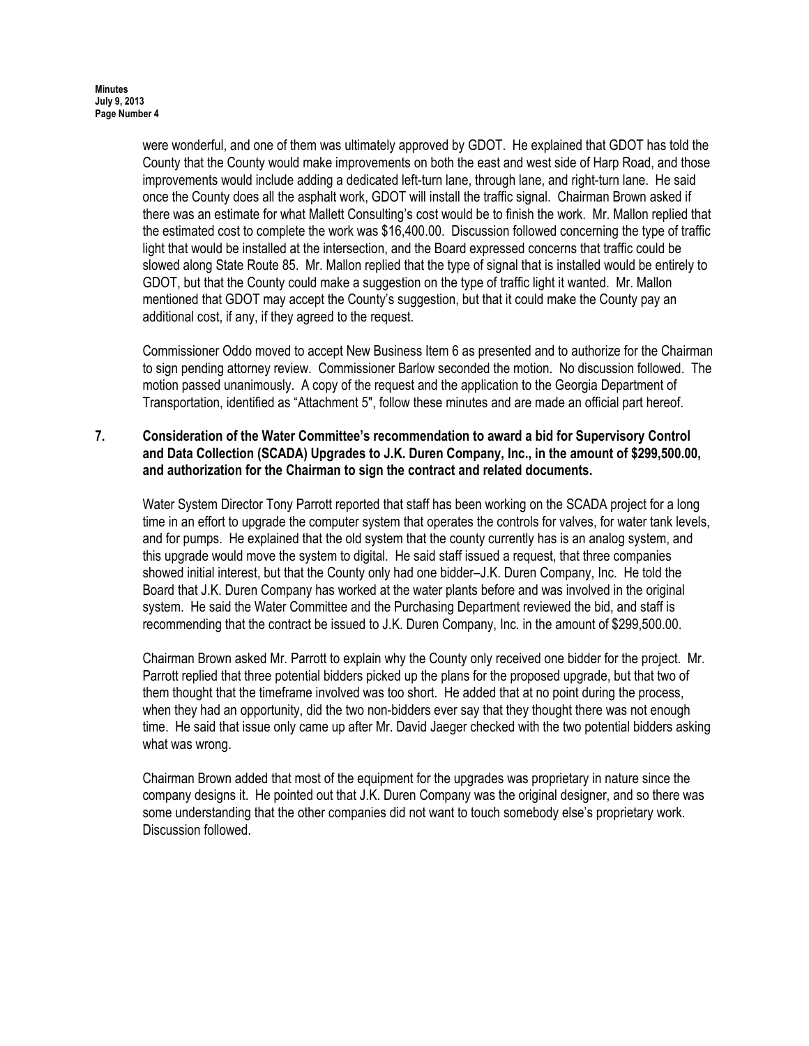were wonderful, and one of them was ultimately approved by GDOT. He explained that GDOT has told the County that the County would make improvements on both the east and west side of Harp Road, and those improvements would include adding a dedicated left-turn lane, through lane, and right-turn lane. He said once the County does all the asphalt work, GDOT will install the traffic signal. Chairman Brown asked if there was an estimate for what Mallett Consulting's cost would be to finish the work. Mr. Mallon replied that the estimated cost to complete the work was $16,400.00. Discussion followed concerning the type of traffic light that would be installed at the intersection, and the Board expressed concerns that traffic could be slowed along State Route 85. Mr. Mallon replied that the type of signal that is installed would be entirely to GDOT, but that the County could make a suggestion on the type of traffic light it wanted. Mr. Mallon mentioned that GDOT may accept the County's suggestion, but that it could make the County pay an additional cost, if any, if they agreed to the request.

Commissioner Oddo moved to accept New Business Item 6 as presented and to authorize for the Chairman to sign pending attorney review. Commissioner Barlow seconded the motion. No discussion followed. The motion passed unanimously. A copy of the request and the application to the Georgia Department of Transportation, identified as "Attachment 5", follow these minutes and are made an official part hereof.

**7. Consideration of the Water Committee's recommendation to award a bid for Supervisory Control and Data Collection (SCADA) Upgrades to J.K. Duren Company, Inc., in the amount of $299,500.00, and authorization for the Chairman to sign the contract and related documents.**

Water System Director Tony Parrott reported that staff has been working on the SCADA project for a long time in an effort to upgrade the computer system that operates the controls for valves, for water tank levels, and for pumps. He explained that the old system that the county currently has is an analog system, and this upgrade would move the system to digital. He said staff issued a request, that three companies showed initial interest, but that the County only had one bidder–J.K. Duren Company, Inc. He told the Board that J.K. Duren Company has worked at the water plants before and was involved in the original system. He said the Water Committee and the Purchasing Department reviewed the bid, and staff is recommending that the contract be issued to J.K. Duren Company, Inc. in the amount of $299,500.00.

Chairman Brown asked Mr. Parrott to explain why the County only received one bidder for the project. Mr. Parrott replied that three potential bidders picked up the plans for the proposed upgrade, but that two of them thought that the timeframe involved was too short. He added that at no point during the process, when they had an opportunity, did the two non-bidders ever say that they thought there was not enough time. He said that issue only came up after Mr. David Jaeger checked with the two potential bidders asking what was wrong.

Chairman Brown added that most of the equipment for the upgrades was proprietary in nature since the company designs it. He pointed out that J.K. Duren Company was the original designer, and so there was some understanding that the other companies did not want to touch somebody else's proprietary work. Discussion followed.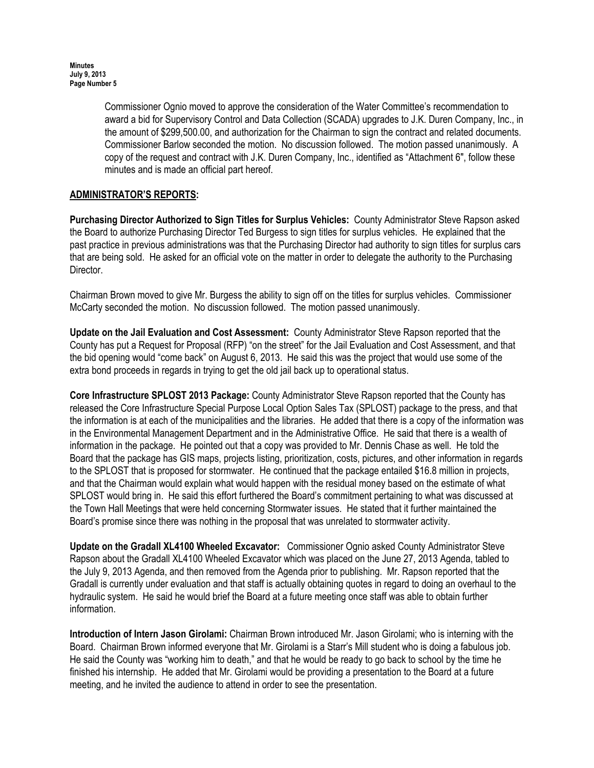Commissioner Ognio moved to approve the consideration of the Water Committee's recommendation to award a bid for Supervisory Control and Data Collection (SCADA) upgrades to J.K. Duren Company, Inc., in the amount of $299,500.00, and authorization for the Chairman to sign the contract and related documents. Commissioner Barlow seconded the motion. No discussion followed. The motion passed unanimously. A copy of the request and contract with J.K. Duren Company, Inc., identified as "Attachment 6", follow these minutes and is made an official part hereof.

## ADMINISTRATOR'S REPORTS:

**Purchasing Director Authorized to Sign Titles for Surplus Vehicles:** County Administrator Steve Rapson asked the Board to authorize Purchasing Director Ted Burgess to sign titles for surplus vehicles. He explained that the past practice in previous administrations was that the Purchasing Director had authority to sign titles for surplus cars that are being sold. He asked for an official vote on the matter in order to delegate the authority to the Purchasing Director.

Chairman Brown moved to give Mr. Burgess the ability to sign off on the titles for surplus vehicles. Commissioner McCarty seconded the motion. No discussion followed. The motion passed unanimously.

**Update on the Jail Evaluation and Cost Assessment:** County Administrator Steve Rapson reported that the County has put a Request for Proposal (RFP) "on the street" for the Jail Evaluation and Cost Assessment, and that the bid opening would "come back" on August 6, 2013. He said this was the project that would use some of the extra bond proceeds in regards in trying to get the old jail back up to operational status.

**Core Infrastructure SPLOST 2013 Package:** County Administrator Steve Rapson reported that the County has released the Core Infrastructure Special Purpose Local Option Sales Tax (SPLOST) package to the press, and that the information is at each of the municipalities and the libraries. He added that there is a copy of the information was in the Environmental Management Department and in the Administrative Office. He said that there is a wealth of information in the package. He pointed out that a copy was provided to Mr. Dennis Chase as well. He told the Board that the package has GIS maps, projects listing, prioritization, costs, pictures, and other information in regards to the SPLOST that is proposed for stormwater. He continued that the package entailed $16.8 million in projects, and that the Chairman would explain what would happen with the residual money based on the estimate of what SPLOST would bring in. He said this effort furthered the Board's commitment pertaining to what was discussed at the Town Hall Meetings that were held concerning Stormwater issues. He stated that it further maintained the Board's promise since there was nothing in the proposal that was unrelated to stormwater activity.

**Update on the Gradall XL4100 Wheeled Excavator:** Commissioner Ognio asked County Administrator Steve Rapson about the Gradall XL4100 Wheeled Excavator which was placed on the June 27, 2013 Agenda, tabled to the July 9, 2013 Agenda, and then removed from the Agenda prior to publishing. Mr. Rapson reported that the Gradall is currently under evaluation and that staff is actually obtaining quotes in regard to doing an overhaul to the hydraulic system. He said he would brief the Board at a future meeting once staff was able to obtain further information.

**Introduction of Intern Jason Girolami:** Chairman Brown introduced Mr. Jason Girolami; who is interning with the Board. Chairman Brown informed everyone that Mr. Girolami is a Starr's Mill student who is doing a fabulous job. He said the County was "working him to death," and that he would be ready to go back to school by the time he finished his internship. He added that Mr. Girolami would be providing a presentation to the Board at a future meeting, and he invited the audience to attend in order to see the presentation.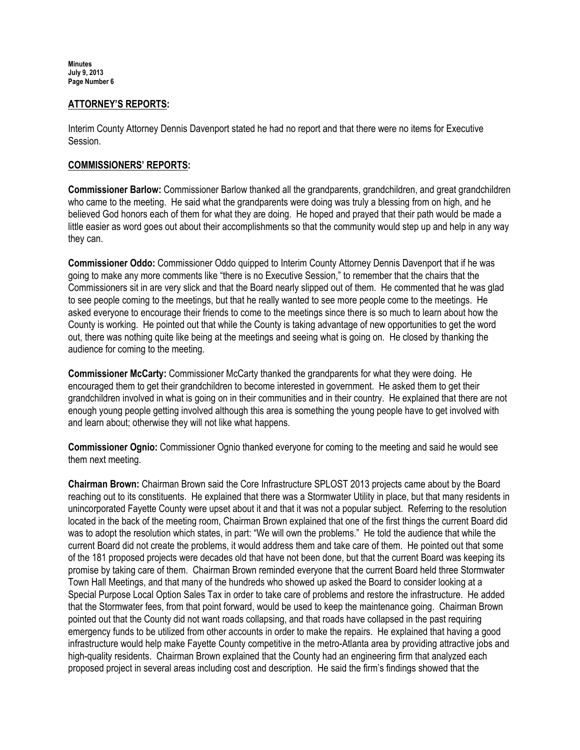## ATTORNEY'S REPORTS:

Interim County Attorney Dennis Davenport stated he had no report and that there were no items for Executive Session.

## COMMISSIONERS' REPORTS:

**Commissioner Barlow:** Commissioner Barlow thanked all the grandparents, grandchildren, and great grandchildren who came to the meeting. He said what the grandparents were doing was truly a blessing from on high, and he believed God honors each of them for what they are doing. He hoped and prayed that their path would be made a little easier as word goes out about their accomplishments so that the community would step up and help in any way they can.

**Commissioner Oddo:** Commissioner Oddo quipped to Interim County Attorney Dennis Davenport that if he was going to make any more comments like "there is no Executive Session," to remember that the chairs that the Commissioners sit in are very slick and that the Board nearly slipped out of them. He commented that he was glad to see people coming to the meetings, but that he really wanted to see more people come to the meetings. He asked everyone to encourage their friends to come to the meetings since there is so much to learn about how the County is working. He pointed out that while the County is taking advantage of new opportunities to get the word out, there was nothing quite like being at the meetings and seeing what is going on. He closed by thanking the audience for coming to the meeting.

**Commissioner McCarty:** Commissioner McCarty thanked the grandparents for what they were doing. He encouraged them to get their grandchildren to become interested in government. He asked them to get their grandchildren involved in what is going on in their communities and in their country. He explained that there are not enough young people getting involved although this area is something the young people have to get involved with and learn about; otherwise they will not like what happens.

**Commissioner Ognio:** Commissioner Ognio thanked everyone for coming to the meeting and said he would see them next meeting.

**Chairman Brown:** Chairman Brown said the Core Infrastructure SPLOST 2013 projects came about by the Board reaching out to its constituents. He explained that there was a Stormwater Utility in place, but that many residents in unincorporated Fayette County were upset about it and that it was not a popular subject. Referring to the resolution located in the back of the meeting room, Chairman Brown explained that one of the first things the current Board did was to adopt the resolution which states, in part: "We will own the problems." He told the audience that while the current Board did not create the problems, it would address them and take care of them. He pointed out that some of the 181 proposed projects were decades old that have not been done, but that the current Board was keeping its promise by taking care of them. Chairman Brown reminded everyone that the current Board held three Stormwater Town Hall Meetings, and that many of the hundreds who showed up asked the Board to consider looking at a Special Purpose Local Option Sales Tax in order to take care of problems and restore the infrastructure. He added that the Stormwater fees, from that point forward, would be used to keep the maintenance going. Chairman Brown pointed out that the County did not want roads collapsing, and that roads have collapsed in the past requiring emergency funds to be utilized from other accounts in order to make the repairs. He explained that having a good infrastructure would help make Fayette County competitive in the metro-Atlanta area by providing attractive jobs and high-quality residents. Chairman Brown explained that the County had an engineering firm that analyzed each proposed project in several areas including cost and description. He said the firm's findings showed that the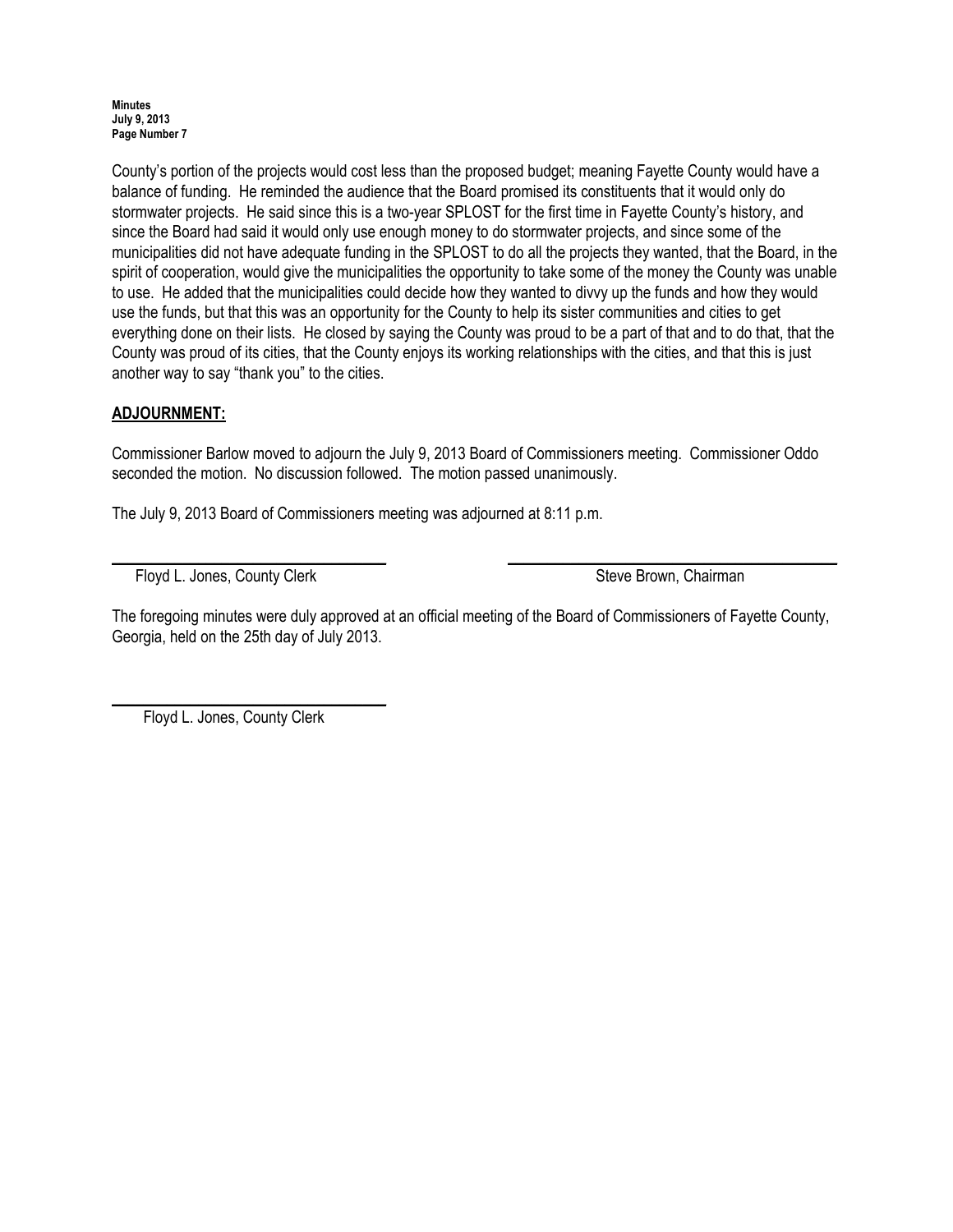County's portion of the projects would cost less than the proposed budget; meaning Fayette County would have a balance of funding. He reminded the audience that the Board promised its constituents that it would only do stormwater projects. He said since this is a two-year SPLOST for the first time in Fayette County's history, and since the Board had said it would only use enough money to do stormwater projects, and since some of the municipalities did not have adequate funding in the SPLOST to do all the projects they wanted, that the Board, in the spirit of cooperation, would give the municipalities the opportunity to take some of the money the County was unable to use. He added that the municipalities could decide how they wanted to divvy up the funds and how they would use the funds, but that this was an opportunity for the County to help its sister communities and cities to get everything done on their lists. He closed by saying the County was proud to be a part of that and to do that, that the County was proud of its cities, that the County enjoys its working relationships with the cities, and that this is just another way to say "thank you" to the cities.

## ADJOURNMENT:

Commissioner Barlow moved to adjourn the July 9, 2013 Board of Commissioners meeting. Commissioner Oddo seconded the motion. No discussion followed. The motion passed unanimously.

The July 9, 2013 Board of Commissioners meeting was adjourned at 8:11 p.m.

\_\_\_\_\_\_\_\_\_\_\_\_\_\_\_\_\_\_\_\_\_\_\_\_\_\_\_\_\_\_ \_\_\_\_\_\_\_\_\_\_\_\_\_\_\_\_\_\_\_\_\_\_\_\_\_\_\_\_\_\_

Floyd L. Jones, County Clerk Steve Brown, Chairman

The foregoing minutes were duly approved at an official meeting of the Board of Commissioners of Fayette County, Georgia, held on the 25th day of July 2013.

\_\_\_\_\_\_\_\_\_\_\_\_\_\_\_\_\_\_\_\_\_\_\_\_\_\_\_\_\_\_

Floyd L. Jones, County Clerk